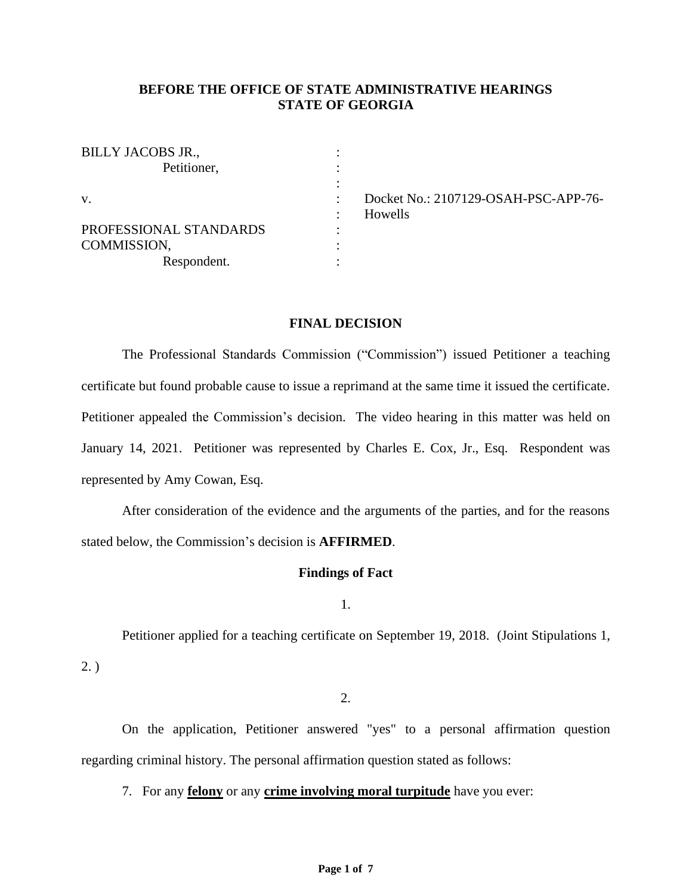**BEFORE THE OFFICE OF STATE ADMINISTRATIVE HEARINGS**
**STATE OF GEORGIA**

| | | |
|---|---|---|
| BILLY JACOBS JR., | : | |
| Petitioner, | : | |
| | : | |
| v. | : | Docket No.: 2107129-OSAH-PSC-APP-76-Howells |
| PROFESSIONAL STANDARDS COMMISSION, | : | |
| Respondent. | : | |

**FINAL DECISION**

The Professional Standards Commission ("Commission") issued Petitioner a teaching certificate but found probable cause to issue a reprimand at the same time it issued the certificate. Petitioner appealed the Commission's decision. The video hearing in this matter was held on January 14, 2021. Petitioner was represented by Charles E. Cox, Jr., Esq. Respondent was represented by Amy Cowan, Esq.

After consideration of the evidence and the arguments of the parties, and for the reasons stated below, the Commission's decision is **AFFIRMED**.

**Findings of Fact**

1.

Petitioner applied for a teaching certificate on September 19, 2018. (Joint Stipulations 1, 2. )

2.

On the application, Petitioner answered "yes" to a personal affirmation question regarding criminal history. The personal affirmation question stated as follows:

7. For any **felony** or any **crime involving moral turpitude** have you ever: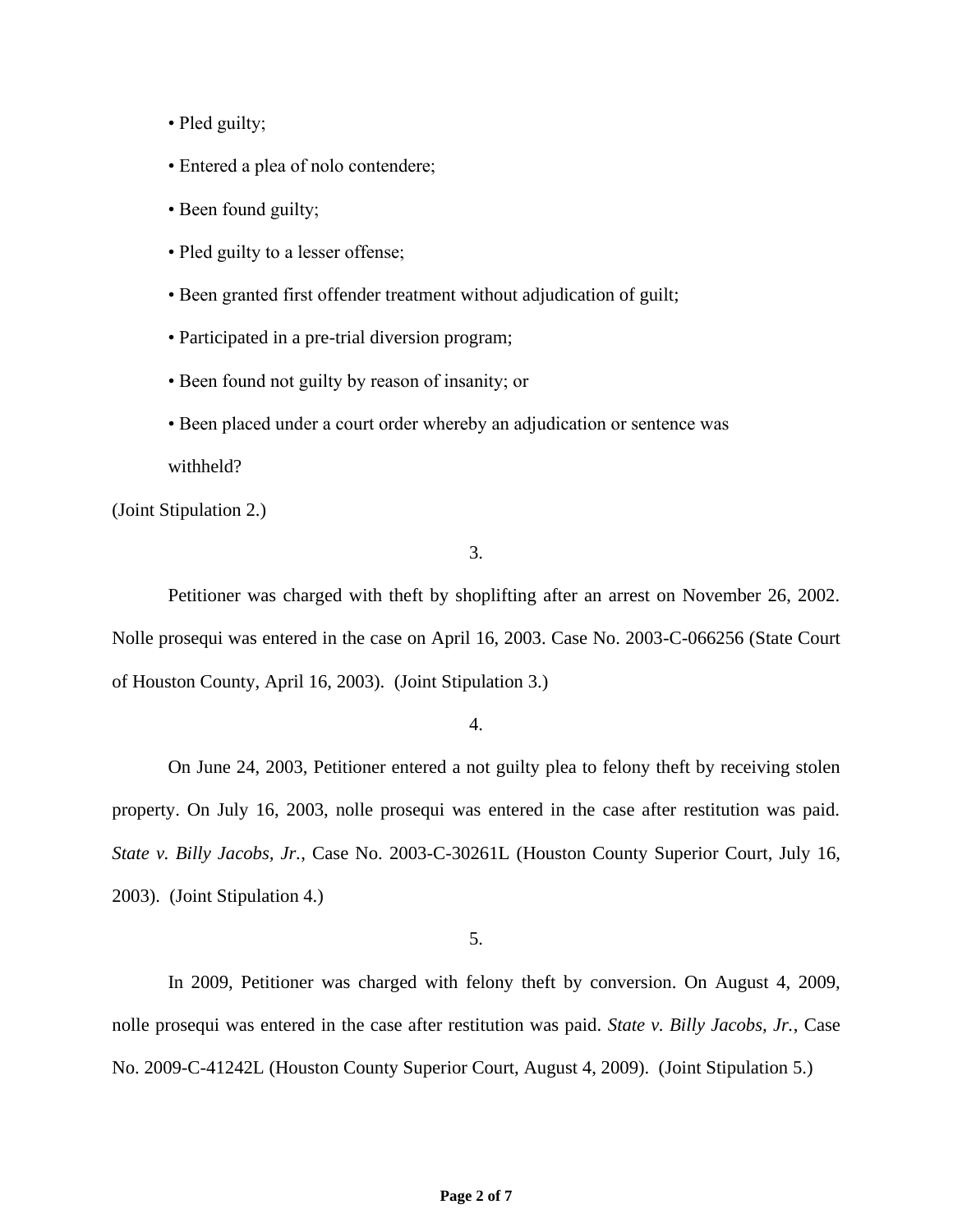- Pled guilty;
- Entered a plea of nolo contendere;
- Been found guilty;
- Pled guilty to a lesser offense;
- Been granted first offender treatment without adjudication of guilt;
- Participated in a pre-trial diversion program;
- Been found not guilty by reason of insanity; or
- Been placed under a court order whereby an adjudication or sentence was withheld?

(Joint Stipulation 2.)

3.

Petitioner was charged with theft by shoplifting after an arrest on November 26, 2002. Nolle prosequi was entered in the case on April 16, 2003. Case No. 2003-C-066256 (State Court of Houston County, April 16, 2003). (Joint Stipulation 3.)

4.

On June 24, 2003, Petitioner entered a not guilty plea to felony theft by receiving stolen property. On July 16, 2003, nolle prosequi was entered in the case after restitution was paid. *State v. Billy Jacobs, Jr.*, Case No. 2003-C-30261L (Houston County Superior Court, July 16, 2003). (Joint Stipulation 4.)

5.

In 2009, Petitioner was charged with felony theft by conversion. On August 4, 2009, nolle prosequi was entered in the case after restitution was paid. *State v. Billy Jacobs, Jr.*, Case No. 2009-C-41242L (Houston County Superior Court, August 4, 2009). (Joint Stipulation 5.)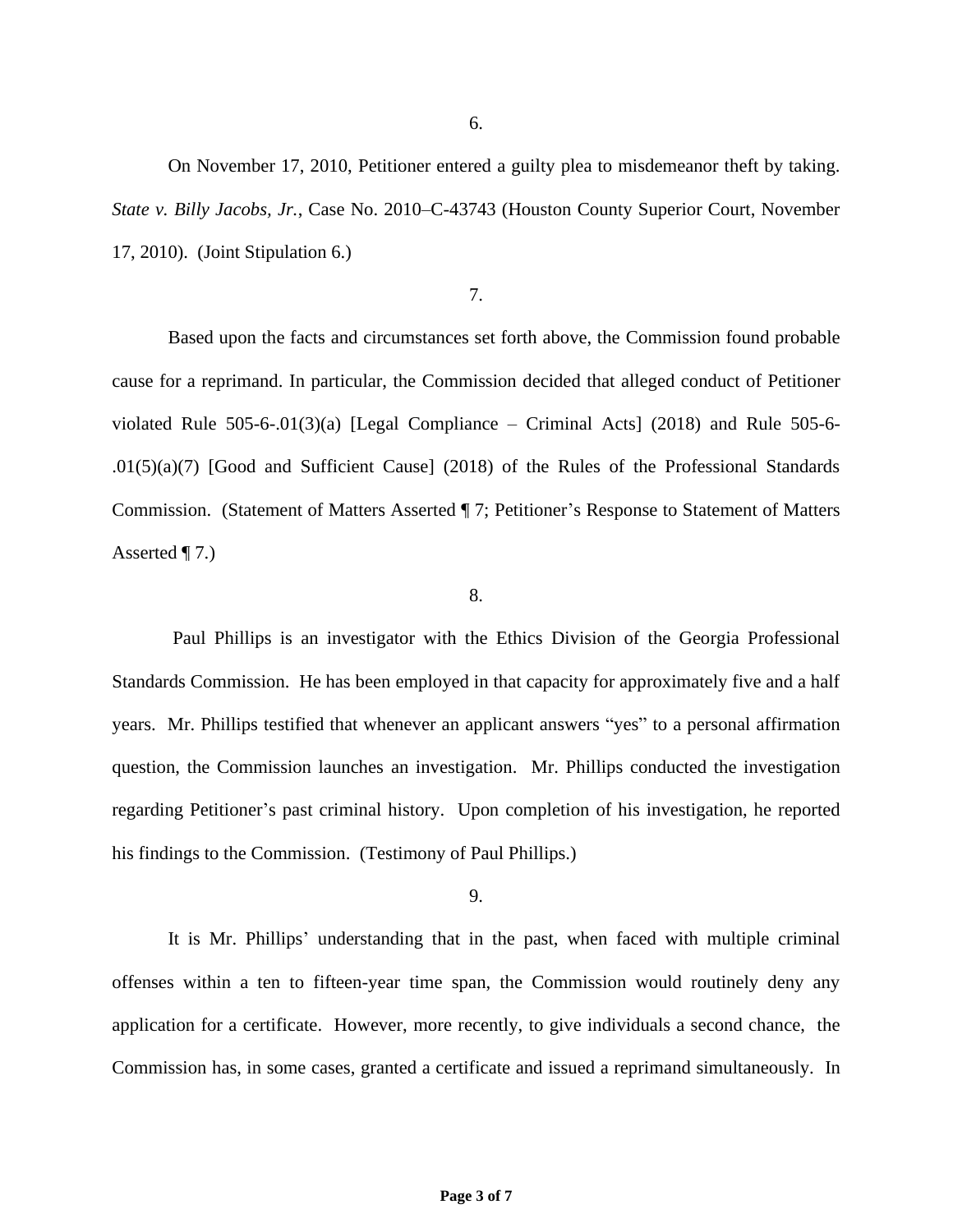6.

On November 17, 2010, Petitioner entered a guilty plea to misdemeanor theft by taking. *State v. Billy Jacobs, Jr.*, Case No. 2010–C-43743 (Houston County Superior Court, November 17, 2010). (Joint Stipulation 6.)

7.

Based upon the facts and circumstances set forth above, the Commission found probable cause for a reprimand. In particular, the Commission decided that alleged conduct of Petitioner violated Rule 505-6-.01(3)(a) [Legal Compliance – Criminal Acts] (2018) and Rule 505-6-.01(5)(a)(7) [Good and Sufficient Cause] (2018) of the Rules of the Professional Standards Commission. (Statement of Matters Asserted ¶ 7; Petitioner's Response to Statement of Matters Asserted ¶ 7.)

8.

Paul Phillips is an investigator with the Ethics Division of the Georgia Professional Standards Commission. He has been employed in that capacity for approximately five and a half years. Mr. Phillips testified that whenever an applicant answers "yes" to a personal affirmation question, the Commission launches an investigation. Mr. Phillips conducted the investigation regarding Petitioner's past criminal history. Upon completion of his investigation, he reported his findings to the Commission. (Testimony of Paul Phillips.)

9.

It is Mr. Phillips' understanding that in the past, when faced with multiple criminal offenses within a ten to fifteen-year time span, the Commission would routinely deny any application for a certificate. However, more recently, to give individuals a second chance, the Commission has, in some cases, granted a certificate and issued a reprimand simultaneously. In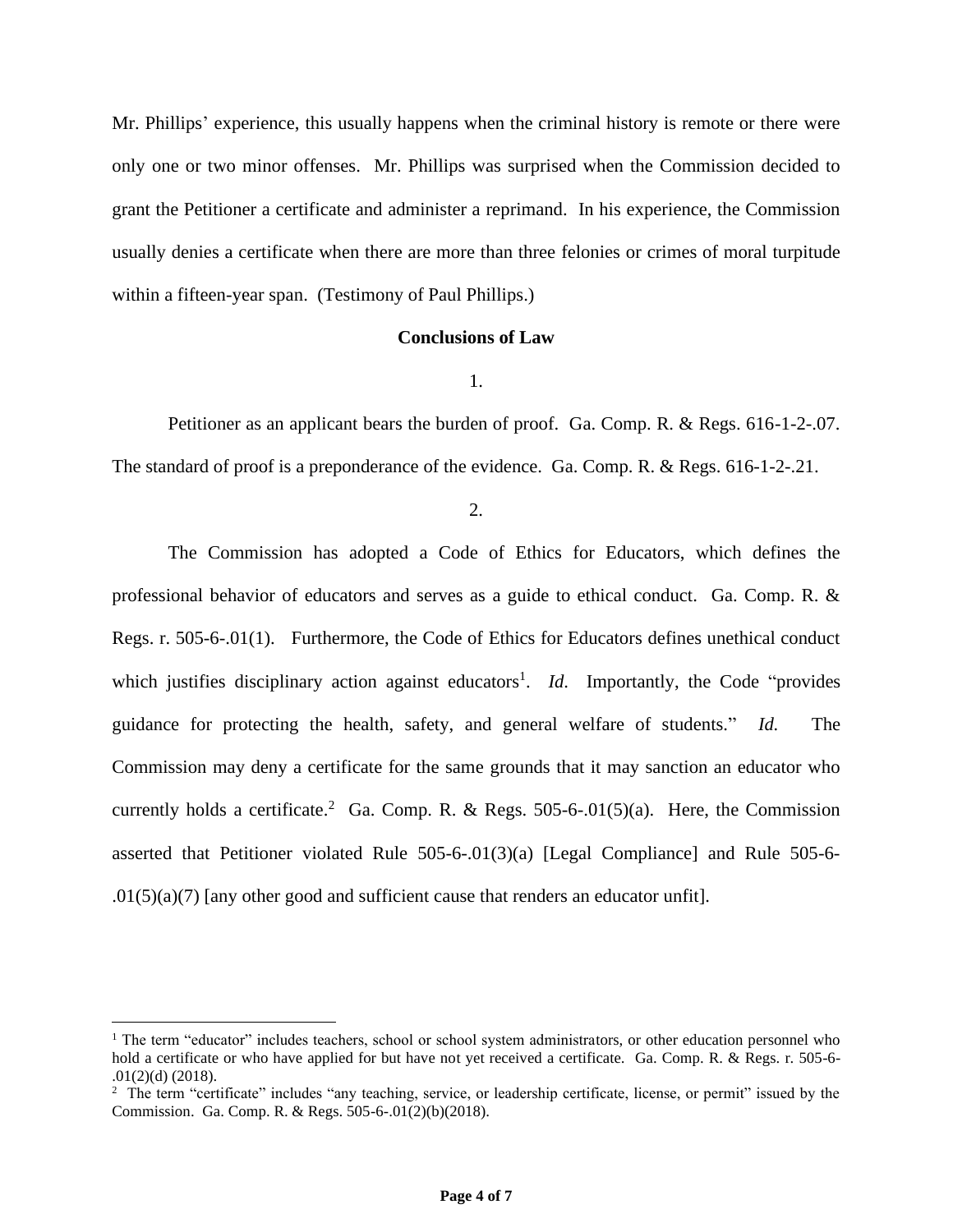Mr. Phillips' experience, this usually happens when the criminal history is remote or there were only one or two minor offenses. Mr. Phillips was surprised when the Commission decided to grant the Petitioner a certificate and administer a reprimand. In his experience, the Commission usually denies a certificate when there are more than three felonies or crimes of moral turpitude within a fifteen-year span. (Testimony of Paul Phillips.)

## Conclusions of Law

1.

Petitioner as an applicant bears the burden of proof. Ga. Comp. R. & Regs. 616-1-2-.07. The standard of proof is a preponderance of the evidence. Ga. Comp. R. & Regs. 616-1-2-.21.

2.

The Commission has adopted a Code of Ethics for Educators, which defines the professional behavior of educators and serves as a guide to ethical conduct. Ga. Comp. R. & Regs. r. 505-6-.01(1). Furthermore, the Code of Ethics for Educators defines unethical conduct which justifies disciplinary action against educators[1]. *Id.* Importantly, the Code "provides guidance for protecting the health, safety, and general welfare of students." *Id.* The Commission may deny a certificate for the same grounds that it may sanction an educator who currently holds a certificate.[2] Ga. Comp. R. & Regs. 505-6-.01(5)(a). Here, the Commission asserted that Petitioner violated Rule 505-6-.01(3)(a) [Legal Compliance] and Rule 505-6-.01(5)(a)(7) [any other good and sufficient cause that renders an educator unfit].

---

[1] The term "educator" includes teachers, school or school system administrators, or other education personnel who hold a certificate or who have applied for but have not yet received a certificate. Ga. Comp. R. & Regs. r. 505-6-.01(2)(d) (2018).

[2] The term "certificate" includes "any teaching, service, or leadership certificate, license, or permit" issued by the Commission. Ga. Comp. R. & Regs. 505-6-.01(2)(b)(2018).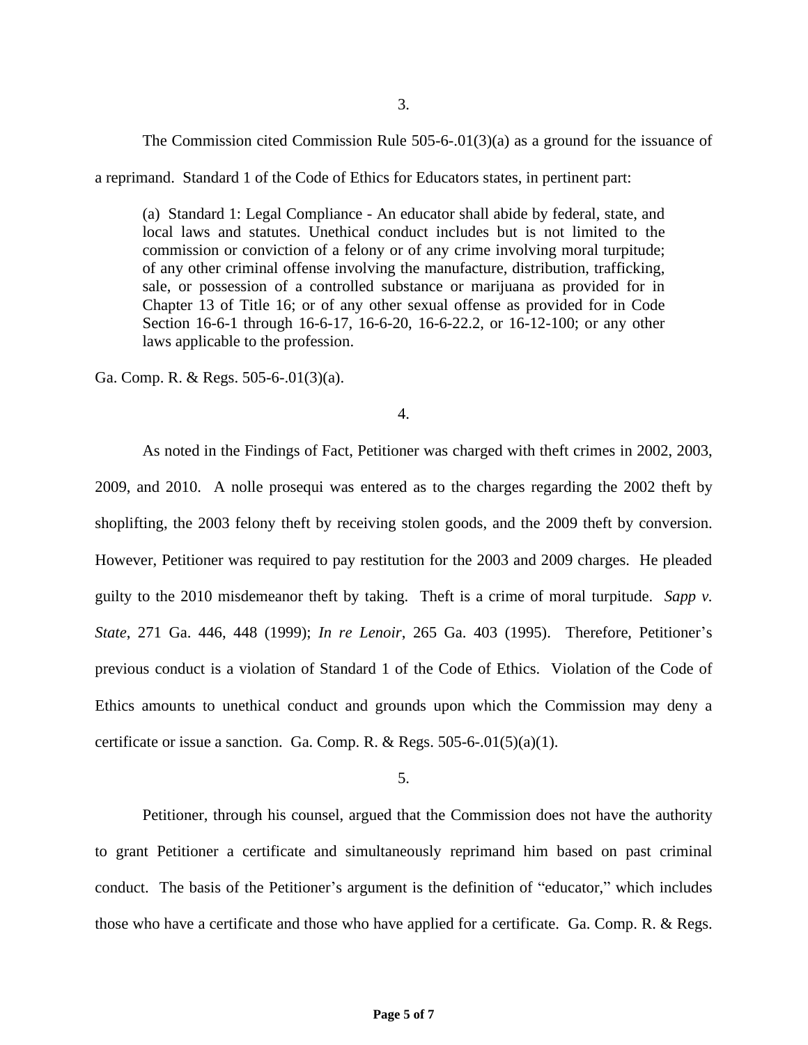3.

The Commission cited Commission Rule 505-6-.01(3)(a) as a ground for the issuance of a reprimand. Standard 1 of the Code of Ethics for Educators states, in pertinent part:

> (a) Standard 1: Legal Compliance - An educator shall abide by federal, state, and local laws and statutes. Unethical conduct includes but is not limited to the commission or conviction of a felony or of any crime involving moral turpitude; of any other criminal offense involving the manufacture, distribution, trafficking, sale, or possession of a controlled substance or marijuana as provided for in Chapter 13 of Title 16; or of any other sexual offense as provided for in Code Section 16-6-1 through 16-6-17, 16-6-20, 16-6-22.2, or 16-12-100; or any other laws applicable to the profession.

Ga. Comp. R. & Regs. 505-6-.01(3)(a).

4.

As noted in the Findings of Fact, Petitioner was charged with theft crimes in 2002, 2003, 2009, and 2010. A nolle prosequi was entered as to the charges regarding the 2002 theft by shoplifting, the 2003 felony theft by receiving stolen goods, and the 2009 theft by conversion. However, Petitioner was required to pay restitution for the 2003 and 2009 charges. He pleaded guilty to the 2010 misdemeanor theft by taking. Theft is a crime of moral turpitude. *Sapp v. State*, 271 Ga. 446, 448 (1999); *In re Lenoir*, 265 Ga. 403 (1995). Therefore, Petitioner's previous conduct is a violation of Standard 1 of the Code of Ethics. Violation of the Code of Ethics amounts to unethical conduct and grounds upon which the Commission may deny a certificate or issue a sanction. Ga. Comp. R. & Regs. 505-6-.01(5)(a)(1).

5.

Petitioner, through his counsel, argued that the Commission does not have the authority to grant Petitioner a certificate and simultaneously reprimand him based on past criminal conduct. The basis of the Petitioner's argument is the definition of "educator," which includes those who have a certificate and those who have applied for a certificate. Ga. Comp. R. & Regs.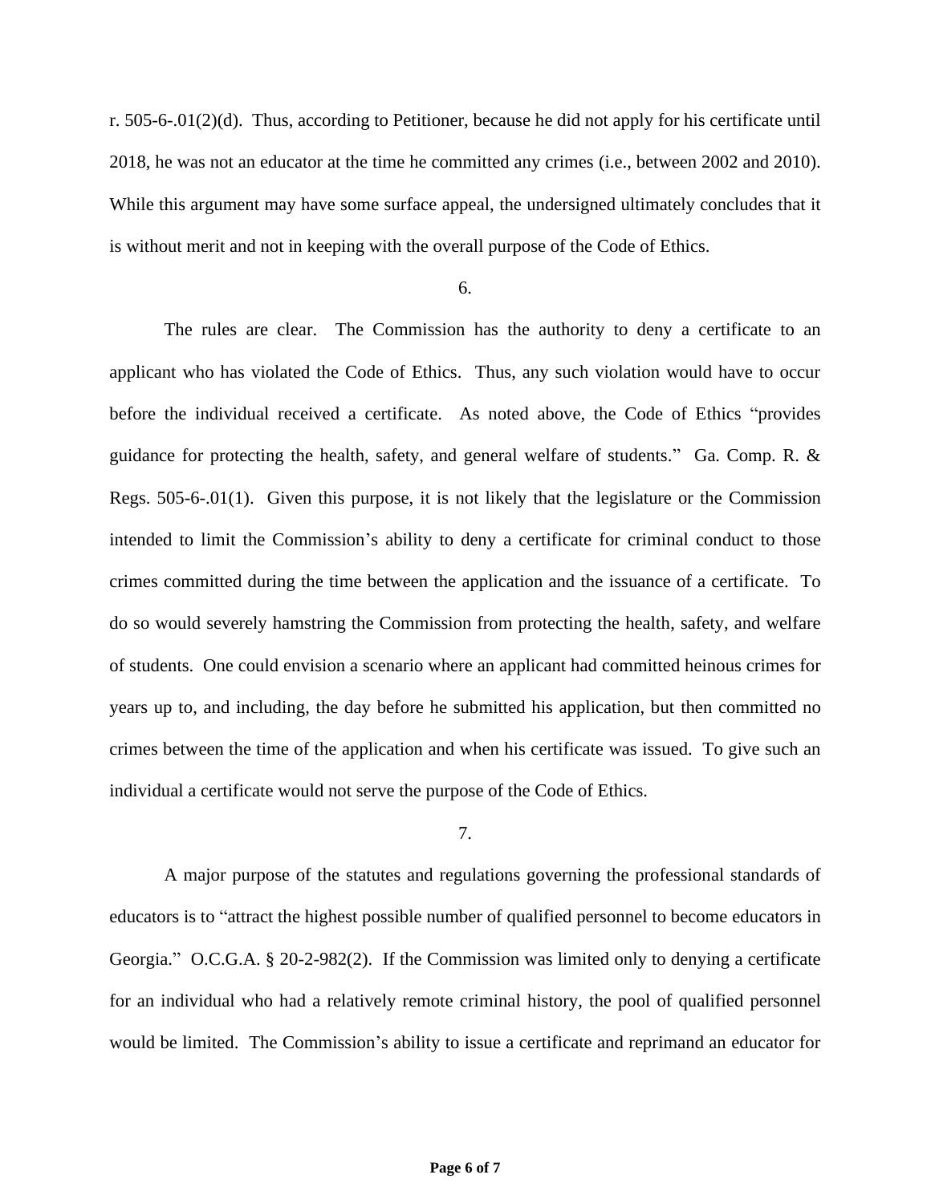r. 505-6-.01(2)(d). Thus, according to Petitioner, because he did not apply for his certificate until 2018, he was not an educator at the time he committed any crimes (i.e., between 2002 and 2010). While this argument may have some surface appeal, the undersigned ultimately concludes that it is without merit and not in keeping with the overall purpose of the Code of Ethics.

6.

The rules are clear. The Commission has the authority to deny a certificate to an applicant who has violated the Code of Ethics. Thus, any such violation would have to occur before the individual received a certificate. As noted above, the Code of Ethics "provides guidance for protecting the health, safety, and general welfare of students." Ga. Comp. R. & Regs. 505-6-.01(1). Given this purpose, it is not likely that the legislature or the Commission intended to limit the Commission's ability to deny a certificate for criminal conduct to those crimes committed during the time between the application and the issuance of a certificate. To do so would severely hamstring the Commission from protecting the health, safety, and welfare of students. One could envision a scenario where an applicant had committed heinous crimes for years up to, and including, the day before he submitted his application, but then committed no crimes between the time of the application and when his certificate was issued. To give such an individual a certificate would not serve the purpose of the Code of Ethics.

7.

A major purpose of the statutes and regulations governing the professional standards of educators is to "attract the highest possible number of qualified personnel to become educators in Georgia." O.C.G.A. § 20-2-982(2). If the Commission was limited only to denying a certificate for an individual who had a relatively remote criminal history, the pool of qualified personnel would be limited. The Commission's ability to issue a certificate and reprimand an educator for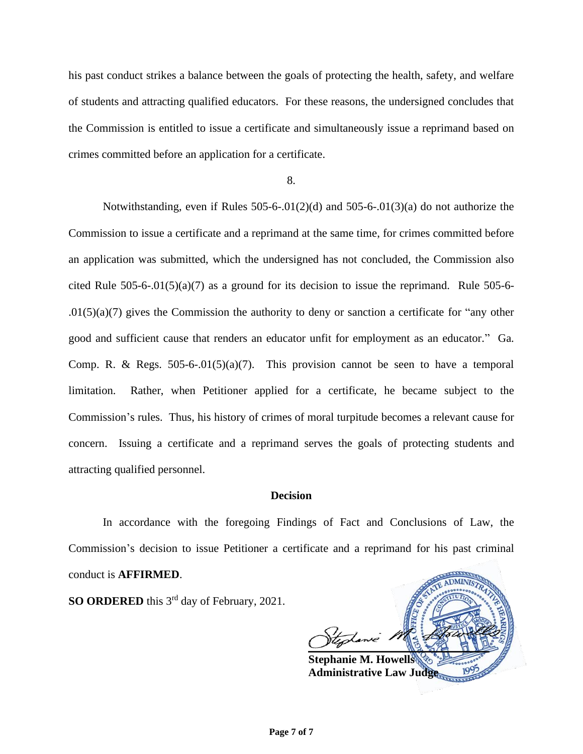his past conduct strikes a balance between the goals of protecting the health, safety, and welfare of students and attracting qualified educators. For these reasons, the undersigned concludes that the Commission is entitled to issue a certificate and simultaneously issue a reprimand based on crimes committed before an application for a certificate.

8.

Notwithstanding, even if Rules 505-6-.01(2)(d) and 505-6-.01(3)(a) do not authorize the Commission to issue a certificate and a reprimand at the same time, for crimes committed before an application was submitted, which the undersigned has not concluded, the Commission also cited Rule 505-6-.01(5)(a)(7) as a ground for its decision to issue the reprimand. Rule 505-6-.01(5)(a)(7) gives the Commission the authority to deny or sanction a certificate for "any other good and sufficient cause that renders an educator unfit for employment as an educator." Ga. Comp. R. & Regs. 505-6-.01(5)(a)(7). This provision cannot be seen to have a temporal limitation. Rather, when Petitioner applied for a certificate, he became subject to the Commission's rules. Thus, his history of crimes of moral turpitude becomes a relevant cause for concern. Issuing a certificate and a reprimand serves the goals of protecting students and attracting qualified personnel.

## Decision

In accordance with the foregoing Findings of Fact and Conclusions of Law, the Commission's decision to issue Petitioner a certificate and a reprimand for his past criminal conduct is **AFFIRMED**.

**SO ORDERED** this 3rd day of February, 2021.

**Stephanie M. Howells**
**Administrative Law Judge**